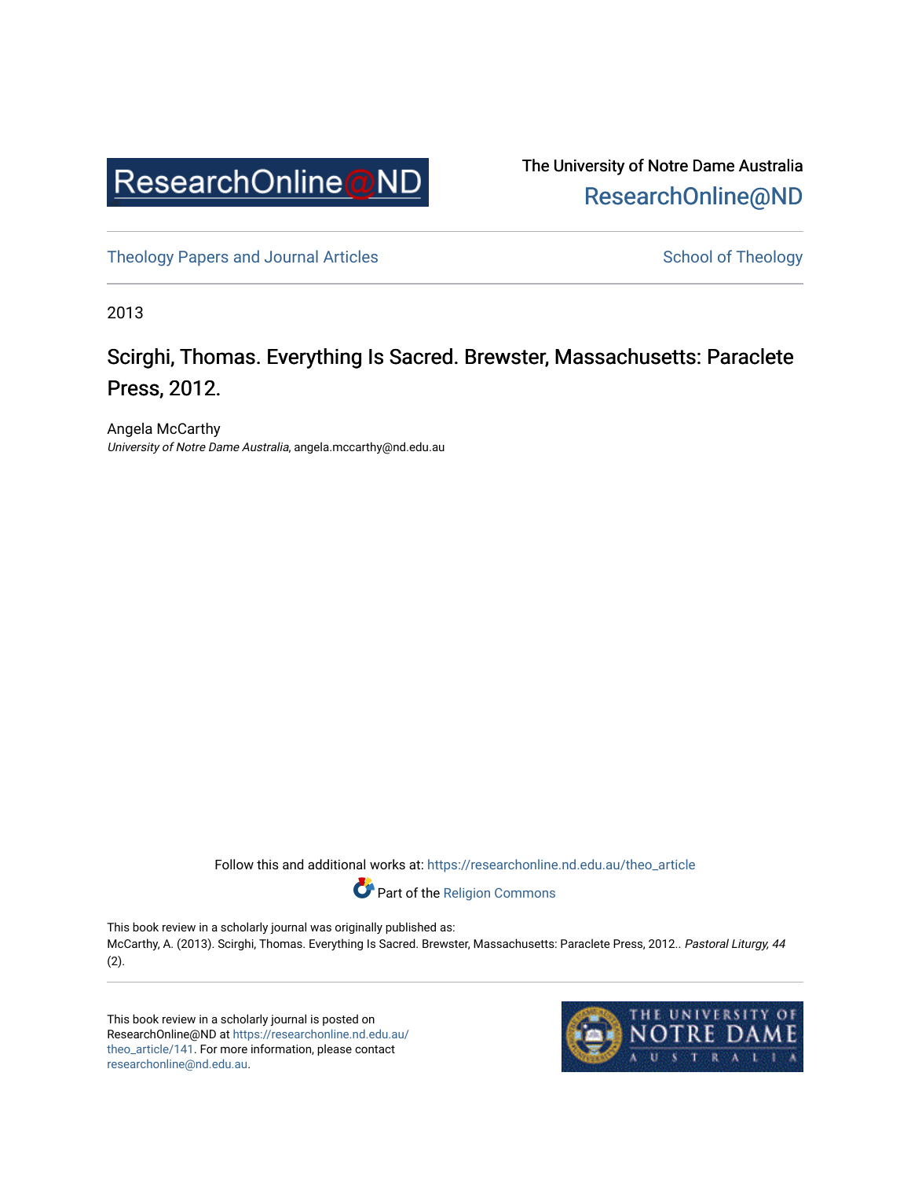The University of Notre Dame Australia
ResearchOnline@ND

Theology Papers and Journal Articles

School of Theology

2013

# Scirghi, Thomas. Everything Is Sacred. Brewster, Massachusetts: Paraclete Press, 2012.

Angela McCarthy
*University of Notre Dame Australia*, angela.mccarthy@nd.edu.au

Follow this and additional works at: https://researchonline.nd.edu.au/theo_article

Part of the Religion Commons

This book review in a scholarly journal was originally published as:
McCarthy, A. (2013). Scirghi, Thomas. Everything Is Sacred. Brewster, Massachusetts: Paraclete Press, 2012.. *Pastoral Liturgy, 44* (2).

This book review in a scholarly journal is posted on ResearchOnline@ND at https://researchonline.nd.edu.au/theo_article/141. For more information, please contact researchonline@nd.edu.au.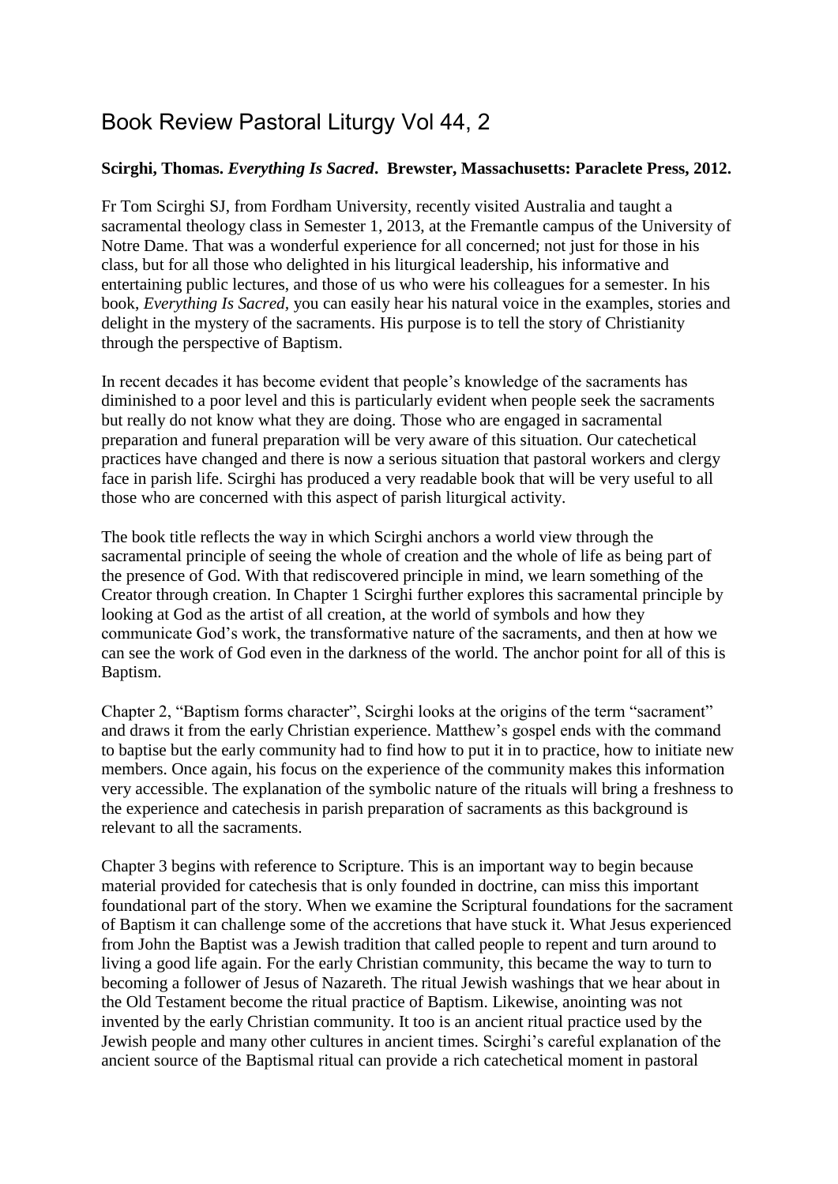# Book Review Pastoral Liturgy Vol 44, 2

**Scirghi, Thomas. *Everything Is Sacred*. Brewster, Massachusetts: Paraclete Press, 2012.**

Fr Tom Scirghi SJ, from Fordham University, recently visited Australia and taught a sacramental theology class in Semester 1, 2013, at the Fremantle campus of the University of Notre Dame. That was a wonderful experience for all concerned; not just for those in his class, but for all those who delighted in his liturgical leadership, his informative and entertaining public lectures, and those of us who were his colleagues for a semester. In his book, *Everything Is Sacred,* you can easily hear his natural voice in the examples, stories and delight in the mystery of the sacraments. His purpose is to tell the story of Christianity through the perspective of Baptism.

In recent decades it has become evident that people's knowledge of the sacraments has diminished to a poor level and this is particularly evident when people seek the sacraments but really do not know what they are doing. Those who are engaged in sacramental preparation and funeral preparation will be very aware of this situation. Our catechetical practices have changed and there is now a serious situation that pastoral workers and clergy face in parish life. Scirghi has produced a very readable book that will be very useful to all those who are concerned with this aspect of parish liturgical activity.

The book title reflects the way in which Scirghi anchors a world view through the sacramental principle of seeing the whole of creation and the whole of life as being part of the presence of God. With that rediscovered principle in mind, we learn something of the Creator through creation. In Chapter 1 Scirghi further explores this sacramental principle by looking at God as the artist of all creation, at the world of symbols and how they communicate God's work, the transformative nature of the sacraments, and then at how we can see the work of God even in the darkness of the world. The anchor point for all of this is Baptism.

Chapter 2, "Baptism forms character", Scirghi looks at the origins of the term "sacrament" and draws it from the early Christian experience. Matthew's gospel ends with the command to baptise but the early community had to find how to put it in to practice, how to initiate new members. Once again, his focus on the experience of the community makes this information very accessible. The explanation of the symbolic nature of the rituals will bring a freshness to the experience and catechesis in parish preparation of sacraments as this background is relevant to all the sacraments.

Chapter 3 begins with reference to Scripture. This is an important way to begin because material provided for catechesis that is only founded in doctrine, can miss this important foundational part of the story. When we examine the Scriptural foundations for the sacrament of Baptism it can challenge some of the accretions that have stuck it. What Jesus experienced from John the Baptist was a Jewish tradition that called people to repent and turn around to living a good life again. For the early Christian community, this became the way to turn to becoming a follower of Jesus of Nazareth. The ritual Jewish washings that we hear about in the Old Testament become the ritual practice of Baptism. Likewise, anointing was not invented by the early Christian community. It too is an ancient ritual practice used by the Jewish people and many other cultures in ancient times. Scirghi's careful explanation of the ancient source of the Baptismal ritual can provide a rich catechetical moment in pastoral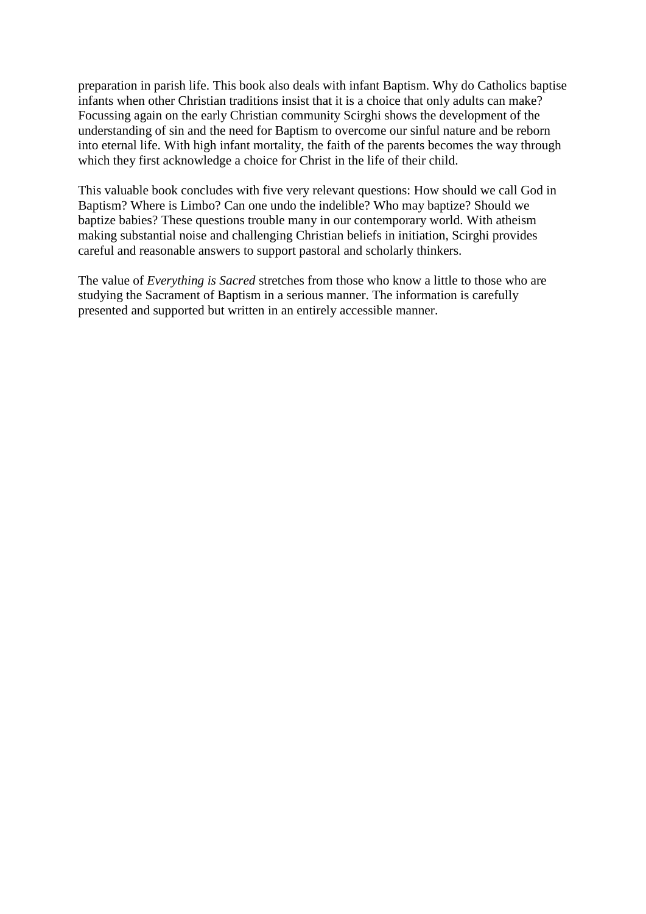preparation in parish life. This book also deals with infant Baptism. Why do Catholics baptise infants when other Christian traditions insist that it is a choice that only adults can make? Focussing again on the early Christian community Scirghi shows the development of the understanding of sin and the need for Baptism to overcome our sinful nature and be reborn into eternal life. With high infant mortality, the faith of the parents becomes the way through which they first acknowledge a choice for Christ in the life of their child.

This valuable book concludes with five very relevant questions: How should we call God in Baptism? Where is Limbo? Can one undo the indelible? Who may baptize? Should we baptize babies? These questions trouble many in our contemporary world. With atheism making substantial noise and challenging Christian beliefs in initiation, Scirghi provides careful and reasonable answers to support pastoral and scholarly thinkers.

The value of *Everything is Sacred* stretches from those who know a little to those who are studying the Sacrament of Baptism in a serious manner. The information is carefully presented and supported but written in an entirely accessible manner.